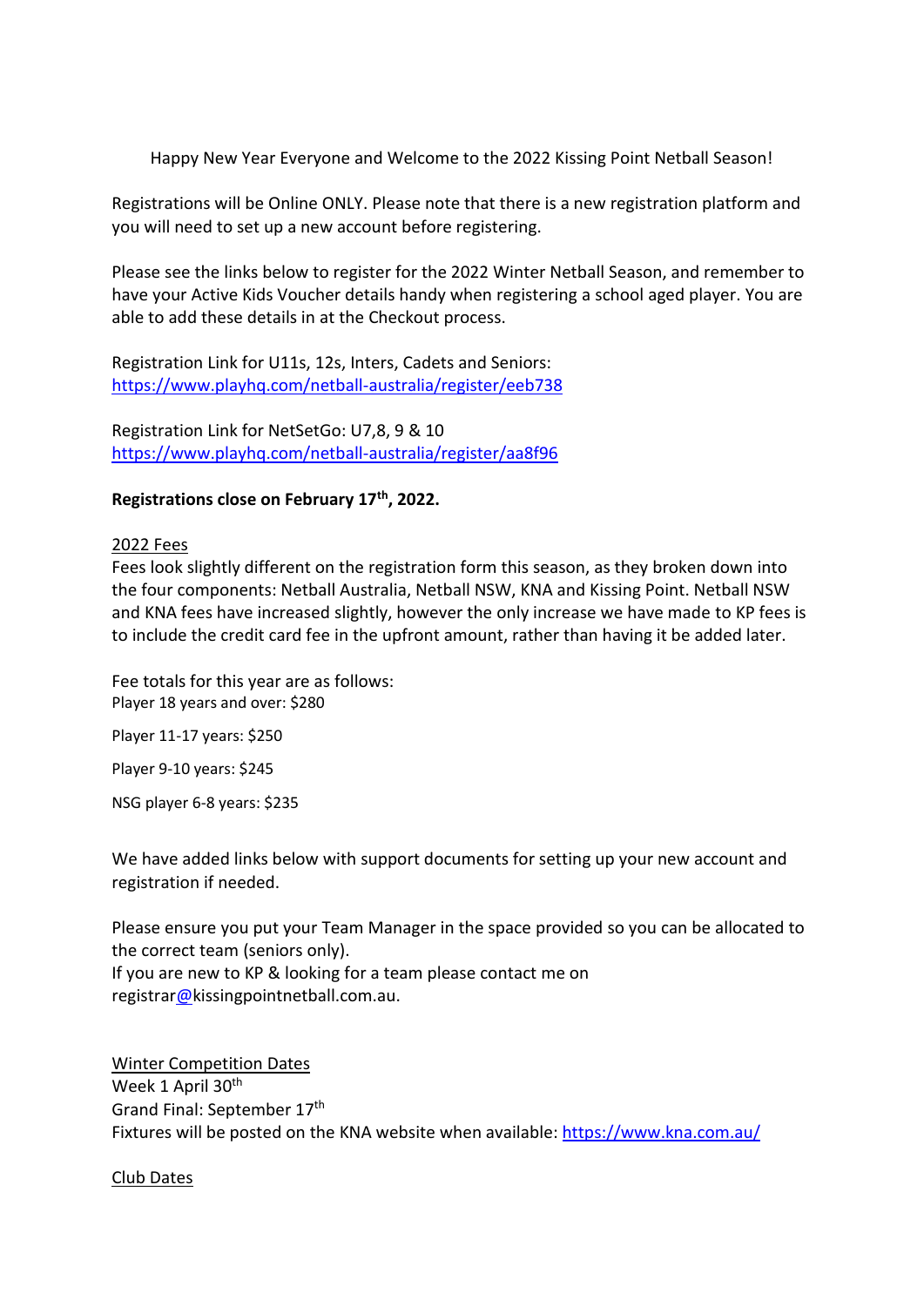Happy New Year Everyone and Welcome to the 2022 Kissing Point Netball Season!

Registrations will be Online ONLY. Please note that there is a new registration platform and you will need to set up a new account before registering.

Please see the links below to register for the 2022 Winter Netball Season, and remember to have your Active Kids Voucher details handy when registering a school aged player. You are able to add these details in at the Checkout process.

Registration Link for U11s, 12s, Inters, Cadets and Seniors:
https://www.playhq.com/netball-australia/register/eeb738

Registration Link for NetSetGo: U7,8, 9 & 10
https://www.playhq.com/netball-australia/register/aa8f96

**Registrations close on February 17th, 2022.**

2022 Fees

Fees look slightly different on the registration form this season, as they broken down into the four components: Netball Australia, Netball NSW, KNA and Kissing Point. Netball NSW and KNA fees have increased slightly, however the only increase we have made to KP fees is to include the credit card fee in the upfront amount, rather than having it be added later.

Fee totals for this year are as follows:
Player 18 years and over: $280

Player 11-17 years: $250

Player 9-10 years: $245

NSG player 6-8 years: $235

We have added links below with support documents for setting up your new account and registration if needed.

Please ensure you put your Team Manager in the space provided so you can be allocated to the correct team (seniors only).
If you are new to KP & looking for a team please contact me on registrar@kissingpointnetball.com.au.

Winter Competition Dates
Week 1 April 30th
Grand Final: September 17th
Fixtures will be posted on the KNA website when available: https://www.kna.com.au/

Club Dates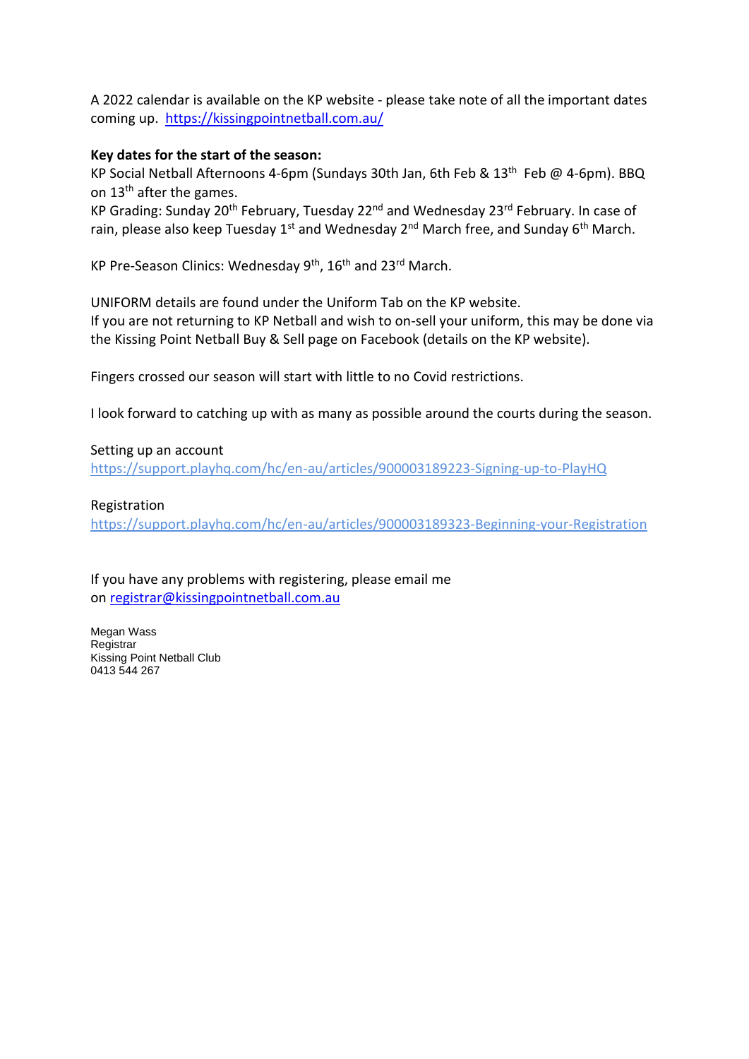A 2022 calendar is available on the KP website - please take note of all the important dates coming up. https://kissingpointnetball.com.au/

**Key dates for the start of the season:**
KP Social Netball Afternoons 4-6pm (Sundays 30th Jan, 6th Feb & 13th Feb @ 4-6pm). BBQ on 13th after the games.
KP Grading: Sunday 20th February, Tuesday 22nd and Wednesday 23rd February. In case of rain, please also keep Tuesday 1st and Wednesday 2nd March free, and Sunday 6th March.

KP Pre-Season Clinics: Wednesday 9th, 16th and 23rd March.

UNIFORM details are found under the Uniform Tab on the KP website.
If you are not returning to KP Netball and wish to on-sell your uniform, this may be done via the Kissing Point Netball Buy & Sell page on Facebook (details on the KP website).

Fingers crossed our season will start with little to no Covid restrictions.

I look forward to catching up with as many as possible around the courts during the season.

Setting up an account
https://support.playhq.com/hc/en-au/articles/900003189223-Signing-up-to-PlayHQ

Registration
https://support.playhq.com/hc/en-au/articles/900003189323-Beginning-your-Registration

If you have any problems with registering, please email me on registrar@kissingpointnetball.com.au

Megan Wass
Registrar
Kissing Point Netball Club
0413 544 267